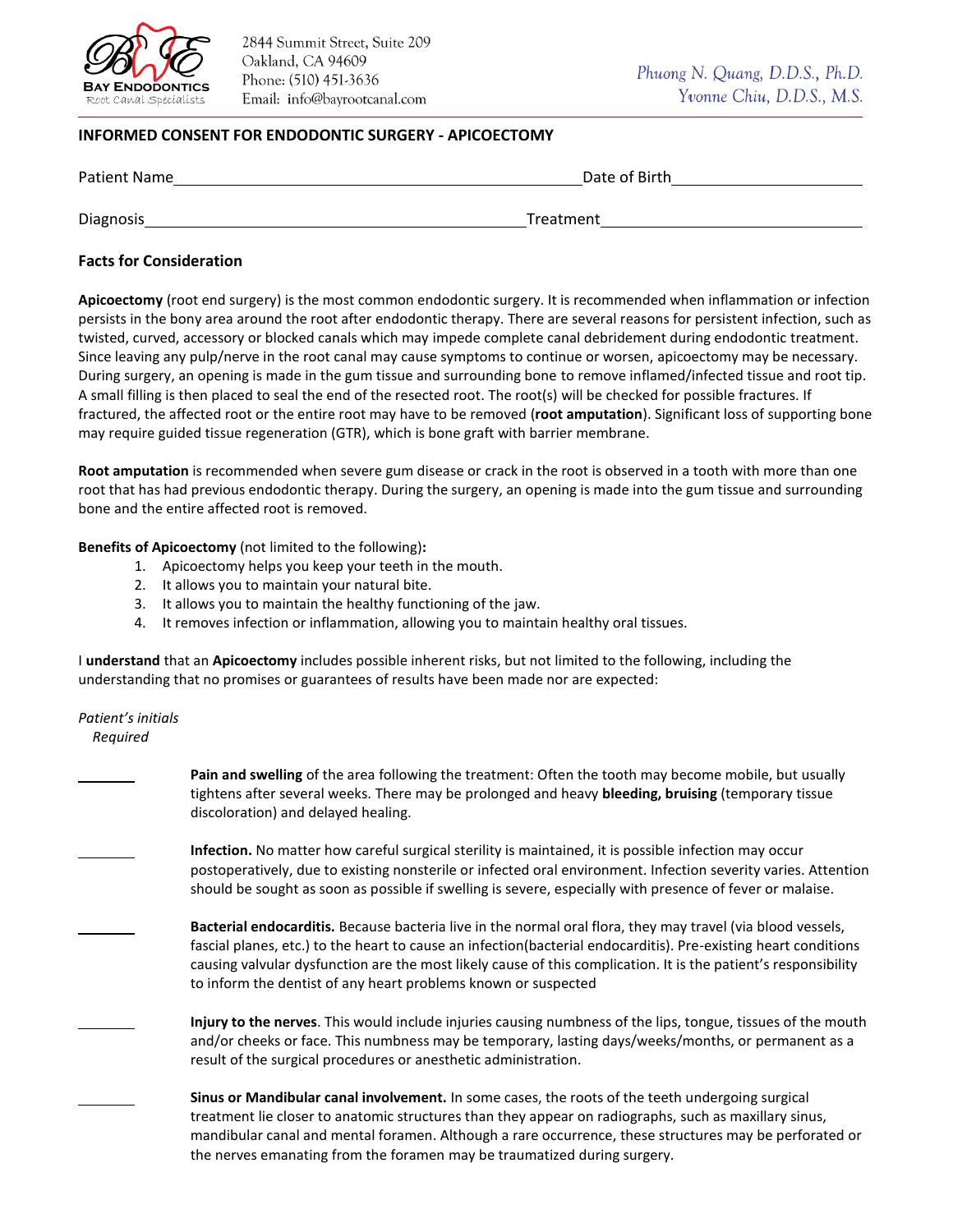BAY ENDODONTICS
Root Canal Specialists

2844 Summit Street, Suite 209
Oakland, CA 94609
Phone: (510) 451-3636
Email: info@bayrootcanal.com

Phuong N. Quang, D.D.S., Ph.D.
Yvonne Chiu, D.D.S., M.S.

## INFORMED CONSENT FOR ENDODONTIC SURGERY - APICOECTOMY

Patient Name\_\_\_\_\_\_\_\_\_\_\_\_\_\_\_\_\_\_\_\_\_\_\_\_\_\_\_\_\_\_\_\_\_\_\_\_\_\_\_\_\_\_\_\_ Date of Birth\_\_\_\_\_\_\_\_\_\_\_\_\_\_\_\_\_\_\_\_

Diagnosis\_\_\_\_\_\_\_\_\_\_\_\_\_\_\_\_\_\_\_\_\_\_\_\_\_\_\_\_\_\_\_\_\_\_\_\_\_\_\_\_\_\_ Treatment\_\_\_\_\_\_\_\_\_\_\_\_\_\_\_\_\_\_\_\_\_\_\_\_\_\_\_\_

### Facts for Consideration

**Apicoectomy** (root end surgery) is the most common endodontic surgery. It is recommended when inflammation or infection persists in the bony area around the root after endodontic therapy. There are several reasons for persistent infection, such as twisted, curved, accessory or blocked canals which may impede complete canal debridement during endodontic treatment. Since leaving any pulp/nerve in the root canal may cause symptoms to continue or worsen, apicoectomy may be necessary. During surgery, an opening is made in the gum tissue and surrounding bone to remove inflamed/infected tissue and root tip. A small filling is then placed to seal the end of the resected root. The root(s) will be checked for possible fractures. If fractured, the affected root or the entire root may have to be removed (**root amputation**). Significant loss of supporting bone may require guided tissue regeneration (GTR), which is bone graft with barrier membrane.

**Root amputation** is recommended when severe gum disease or crack in the root is observed in a tooth with more than one root that has had previous endodontic therapy. During the surgery, an opening is made into the gum tissue and surrounding bone and the entire affected root is removed.

**Benefits of Apicoectomy** (not limited to the following)**:**

1. Apicoectomy helps you keep your teeth in the mouth.
2. It allows you to maintain your natural bite.
3. It allows you to maintain the healthy functioning of the jaw.
4. It removes infection or inflammation, allowing you to maintain healthy oral tissues.

I **understand** that an **Apicoectomy** includes possible inherent risks, but not limited to the following, including the understanding that no promises or guarantees of results have been made nor are expected:

*Patient's initials Required*

\_\_\_\_\_\_\_\_ **Pain and swelling** of the area following the treatment: Often the tooth may become mobile, but usually tightens after several weeks. There may be prolonged and heavy **bleeding, bruising** (temporary tissue discoloration) and delayed healing.

\_\_\_\_\_\_\_\_ **Infection.** No matter how careful surgical sterility is maintained, it is possible infection may occur postoperatively, due to existing nonsterile or infected oral environment. Infection severity varies. Attention should be sought as soon as possible if swelling is severe, especially with presence of fever or malaise.

\_\_\_\_\_\_\_\_ **Bacterial endocarditis.** Because bacteria live in the normal oral flora, they may travel (via blood vessels, fascial planes, etc.) to the heart to cause an infection(bacterial endocarditis). Pre-existing heart conditions causing valvular dysfunction are the most likely cause of this complication. It is the patient's responsibility to inform the dentist of any heart problems known or suspected

\_\_\_\_\_\_\_\_ **Injury to the nerves**. This would include injuries causing numbness of the lips, tongue, tissues of the mouth and/or cheeks or face. This numbness may be temporary, lasting days/weeks/months, or permanent as a result of the surgical procedures or anesthetic administration.

\_\_\_\_\_\_\_\_ **Sinus or Mandibular canal involvement.** In some cases, the roots of the teeth undergoing surgical treatment lie closer to anatomic structures than they appear on radiographs, such as maxillary sinus, mandibular canal and mental foramen. Although a rare occurrence, these structures may be perforated or the nerves emanating from the foramen may be traumatized during surgery.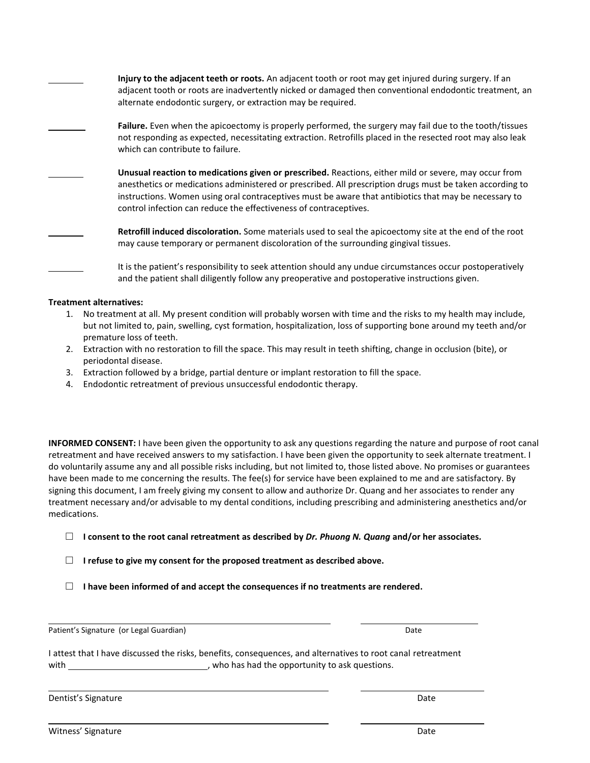\_\_\_\_\_\_\_\_ **Injury to the adjacent teeth or roots.** An adjacent tooth or root may get injured during surgery. If an adjacent tooth or roots are inadvertently nicked or damaged then conventional endodontic treatment, an alternate endodontic surgery, or extraction may be required.

\_\_\_\_\_\_\_\_ **Failure.** Even when the apicoectomy is properly performed, the surgery may fail due to the tooth/tissues not responding as expected, necessitating extraction. Retrofills placed in the resected root may also leak which can contribute to failure.

\_\_\_\_\_\_\_\_ **Unusual reaction to medications given or prescribed.** Reactions, either mild or severe, may occur from anesthetics or medications administered or prescribed. All prescription drugs must be taken according to instructions. Women using oral contraceptives must be aware that antibiotics that may be necessary to control infection can reduce the effectiveness of contraceptives.

\_\_\_\_\_\_\_\_ **Retrofill induced discoloration.** Some materials used to seal the apicoectomy site at the end of the root may cause temporary or permanent discoloration of the surrounding gingival tissues.

\_\_\_\_\_\_\_\_ It is the patient's responsibility to seek attention should any undue circumstances occur postoperatively and the patient shall diligently follow any preoperative and postoperative instructions given.

**Treatment alternatives:**

1. No treatment at all. My present condition will probably worsen with time and the risks to my health may include, but not limited to, pain, swelling, cyst formation, hospitalization, loss of supporting bone around my teeth and/or premature loss of teeth.
2. Extraction with no restoration to fill the space. This may result in teeth shifting, change in occlusion (bite), or periodontal disease.
3. Extraction followed by a bridge, partial denture or implant restoration to fill the space.
4. Endodontic retreatment of previous unsuccessful endodontic therapy.

**INFORMED CONSENT:** I have been given the opportunity to ask any questions regarding the nature and purpose of root canal retreatment and have received answers to my satisfaction. I have been given the opportunity to seek alternate treatment. I do voluntarily assume any and all possible risks including, but not limited to, those listed above. No promises or guarantees have been made to me concerning the results. The fee(s) for service have been explained to me and are satisfactory. By signing this document, I am freely giving my consent to allow and authorize Dr. Quang and her associates to render any treatment necessary and/or advisable to my dental conditions, including prescribing and administering anesthetics and/or medications.

☐ **I consent to the root canal retreatment as described by *Dr. Phuong N. Quang* and/or her associates.**

☐ **I refuse to give my consent for the proposed treatment as described above.**

☐ **I have been informed of and accept the consequences if no treatments are rendered.**

\_\_\_\_\_\_\_\_\_\_\_\_\_\_\_\_\_\_\_\_\_\_\_\_\_\_\_\_\_\_\_\_\_\_\_\_\_\_\_\_ \_\_\_\_\_\_\_\_\_\_\_\_\_\_\_\_\_\_\_\_

Patient's Signature (or Legal Guardian) Date

I attest that I have discussed the risks, benefits, consequences, and alternatives to root canal retreatment with \_\_\_\_\_\_\_\_\_\_\_\_\_\_\_\_\_\_\_\_\_\_\_\_, who has had the opportunity to ask questions.

\_\_\_\_\_\_\_\_\_\_\_\_\_\_\_\_\_\_\_\_\_\_\_\_\_\_\_\_\_\_\_\_\_\_\_\_\_\_\_\_ \_\_\_\_\_\_\_\_\_\_\_\_\_\_\_\_\_\_\_\_

Dentist's Signature Date

\_\_\_\_\_\_\_\_\_\_\_\_\_\_\_\_\_\_\_\_\_\_\_\_\_\_\_\_\_\_\_\_\_\_\_\_\_\_\_\_ \_\_\_\_\_\_\_\_\_\_\_\_\_\_\_\_\_\_\_\_

Witness' Signature Date